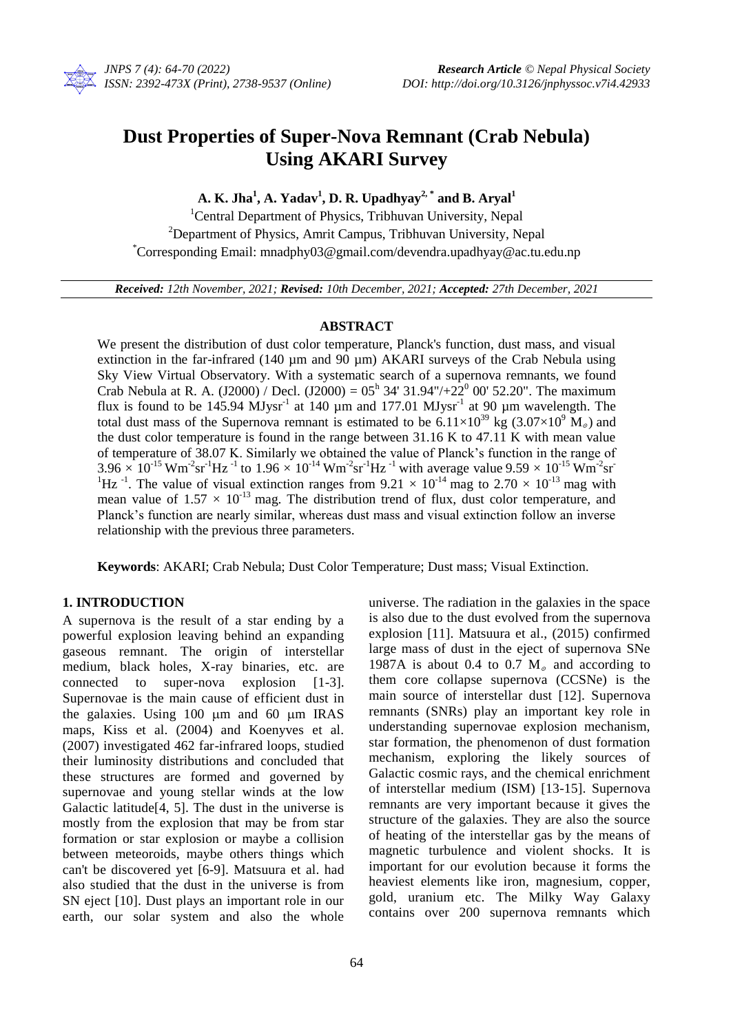# Dust Properties of Super-Nova Remnant (Crab Nebula) Using AKARI Survey

**A. K. Jha[1], A. Yadav[1], D. R. Upadhyay[2,*] and B. Aryal[1]**

[1]Central Department of Physics, Tribhuvan University, Nepal
[2]Department of Physics, Amrit Campus, Tribhuvan University, Nepal
[*]Corresponding Email: mnadphy03@gmail.com/devendra.upadhyay@ac.tu.edu.np

***Received:** 12th November, 2021; **Revised:** 10th December, 2021; **Accepted:** 27th December, 2021*

## ABSTRACT

We present the distribution of dust color temperature, Planck's function, dust mass, and visual extinction in the far-infrared (140 µm and 90 µm) AKARI surveys of the Crab Nebula using Sky View Virtual Observatory. With a systematic search of a supernova remnants, we found Crab Nebula at R. A. (J2000) / Decl. (J2000) = $05^h$ 34' 31.94"/+$22^0$ 00' 52.20". The maximum flux is found to be 145.94 $MJysr^{-1}$ at 140 µm and 177.01 $MJysr^{-1}$ at 90 µm wavelength. The total dust mass of the Supernova remnant is estimated to be $6.11\times10^{39}$ kg ($3.07\times10^9$ $M_{\odot}$) and the dust color temperature is found in the range between 31.16 K to 47.11 K with mean value of temperature of 38.07 K. Similarly we obtained the value of Planck's function in the range of $3.96 \times 10^{-15}$ $Wm^{-2}sr^{-1}Hz^{-1}$ to $1.96 \times 10^{-14}$ $Wm^{-2}sr^{-1}Hz^{-1}$ with average value $9.59 \times 10^{-15}$ $Wm^{-2}sr^{-1}Hz^{-1}$. The value of visual extinction ranges from $9.21 \times 10^{-14}$ mag to $2.70 \times 10^{-13}$ mag with mean value of $1.57 \times 10^{-13}$ mag. The distribution trend of flux, dust color temperature, and Planck's function are nearly similar, whereas dust mass and visual extinction follow an inverse relationship with the previous three parameters.

**Keywords**: AKARI; Crab Nebula; Dust Color Temperature; Dust mass; Visual Extinction.

## 1. INTRODUCTION

A supernova is the result of a star ending by a powerful explosion leaving behind an expanding gaseous remnant. The origin of interstellar medium, black holes, X-ray binaries, etc. are connected to super-nova explosion [1-3]. Supernovae is the main cause of efficient dust in the galaxies. Using 100 µm and 60 µm IRAS maps, Kiss et al. (2004) and Koenyves et al. (2007) investigated 462 far-infrared loops, studied their luminosity distributions and concluded that these structures are formed and governed by supernovae and young stellar winds at the low Galactic latitude[4, 5]. The dust in the universe is mostly from the explosion that may be from star formation or star explosion or maybe a collision between meteoroids, maybe others things which can't be discovered yet [6-9]. Matsuura et al. had also studied that the dust in the universe is from SN eject [10]. Dust plays an important role in our earth, our solar system and also the whole universe. The radiation in the galaxies in the space is also due to the dust evolved from the supernova explosion [11]. Matsuura et al., (2015) confirmed large mass of dust in the eject of supernova SNe 1987A is about 0.4 to 0.7 $M_{\odot}$ and according to them core collapse supernova (CCSNe) is the main source of interstellar dust [12]. Supernova remnants (SNRs) play an important key role in understanding supernovae explosion mechanism, star formation, the phenomenon of dust formation mechanism, exploring the likely sources of Galactic cosmic rays, and the chemical enrichment of interstellar medium (ISM) [13-15]. Supernova remnants are very important because it gives the structure of the galaxies. They are also the source of heating of the interstellar gas by the means of magnetic turbulence and violent shocks. It is important for our evolution because it forms the heaviest elements like iron, magnesium, copper, gold, uranium etc. The Milky Way Galaxy contains over 200 supernova remnants which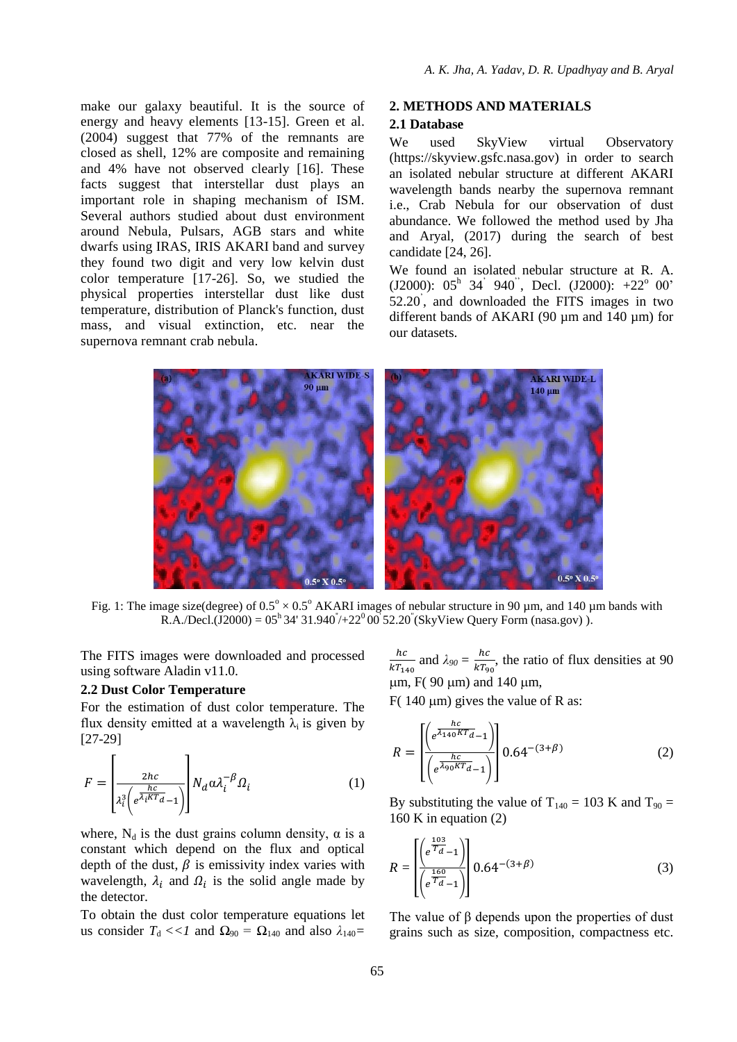make our galaxy beautiful. It is the source of energy and heavy elements [13-15]. Green et al. (2004) suggest that 77% of the remnants are closed as shell, 12% are composite and remaining and 4% have not observed clearly [16]. These facts suggest that interstellar dust plays an important role in shaping mechanism of ISM. Several authors studied about dust environment around Nebula, Pulsars, AGB stars and white dwarfs using IRAS, IRIS AKARI band and survey they found two digit and very low kelvin dust color temperature [17-26]. So, we studied the physical properties interstellar dust like dust temperature, distribution of Planck's function, dust mass, and visual extinction, etc. near the supernova remnant crab nebula.

## 2. METHODS AND MATERIALS

### 2.1 Database

We used SkyView virtual Observatory (https://skyview.gsfc.nasa.gov) in order to search an isolated nebular structure at different AKARI wavelength bands nearby the supernova remnant i.e., Crab Nebula for our observation of dust abundance. We followed the method used by Jha and Aryal, (2017) during the search of best candidate [24, 26].

We found an isolated nebular structure at R. A. (J2000): $05^h$ $34'$ $940''$, Decl. (J2000): $+22^o$ $00'$ $52.20'$, and downloaded the FITS images in two different bands of AKARI (90 μm and 140 μm) for our datasets.

Fig. 1: The image size(degree) of $0.5^o \times 0.5^o$ AKARI images of nebular structure in 90 μm, and 140 μm bands with R.A./Decl.(J2000) = $05^h$ $34'$ $31.940''$/$+22^0$ $00'$ $52.20''$(SkyView Query Form (nasa.gov) ).

The FITS images were downloaded and processed using software Aladin v11.0.

### 2.2 Dust Color Temperature

For the estimation of dust color temperature. The flux density emitted at a wavelength $\lambda_i$ is given by [27-29]

$$F = \left[\frac{2hc}{\lambda_i^3\left(e^{\frac{hc}{\lambda_i K T_d}}-1\right)}\right] N_d \alpha \lambda_i^{-\beta} \Omega_i \tag{1}$$

where, $N_d$ is the dust grains column density, α is a constant which depend on the flux and optical depth of the dust, $\beta$ is emissivity index varies with wavelength, $\lambda_i$ and $\Omega_i$ is the solid angle made by the detector.

To obtain the dust color temperature equations let us consider $T_d << 1$ and $\Omega_{90} = \Omega_{140}$ and also $\lambda_{140} = \frac{hc}{kT_{140}}$ and $\lambda_{90} = \frac{hc}{kT_{90}}$, the ratio of flux densities at 90 μm, F( 90 μm) and 140 μm,

F( 140 μm) gives the value of R as:

$$R = \left[\frac{\left(e^{\frac{hc}{\lambda_{140} K T_d}}-1\right)}{\left(e^{\frac{hc}{\lambda_{90} K T_d}}-1\right)}\right] 0.64^{-(3+\beta)} \tag{2}$$

By substituting the value of $T_{140}$ = 103 K and $T_{90}$ = 160 K in equation (2)

$$R = \left[\frac{\left(e^{\frac{103}{T_d}}-1\right)}{\left(e^{\frac{160}{T_d}}-1\right)}\right] 0.64^{-(3+\beta)} \tag{3}$$

The value of β depends upon the properties of dust grains such as size, composition, compactness etc.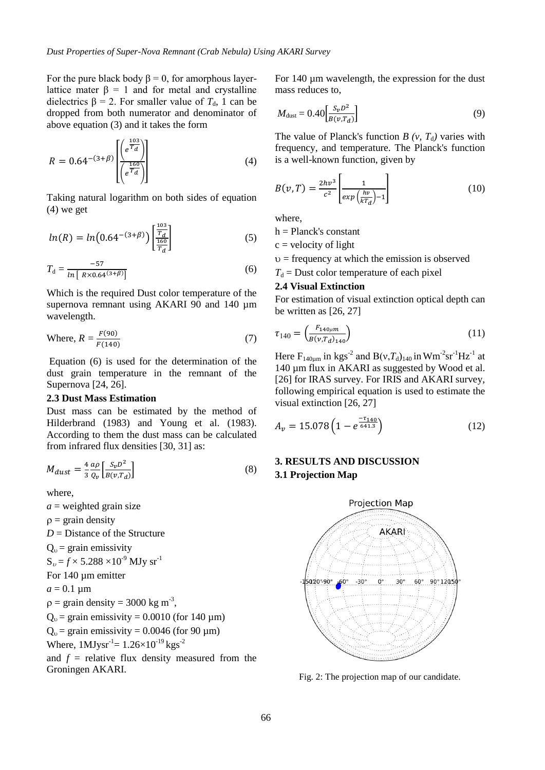For the pure black body $\beta = 0$, for amorphous layer-lattice mater $\beta = 1$ and for metal and crystalline dielectrics $\beta = 2$. For smaller value of $T_d$, 1 can be dropped from both numerator and denominator of above equation (3) and it takes the form

$$R = 0.64^{-(3+\beta)} \left[ \frac{\left( e^{\frac{103}{T_d}} \right)}{\left( e^{\frac{160}{T_d}} \right)} \right] \tag{4}$$

Taking natural logarithm on both sides of equation (4) we get

$$ln(R) = ln\left(0.64^{-(3+\beta)}\right) \left[ \frac{\frac{103}{T_d}}{\frac{160}{T_d}} \right] \tag{5}$$

$$T_d = \frac{-57}{ln\left[ R \times 0.64^{(3+\beta)} \right]} \tag{6}$$

Which is the required Dust color temperature of the supernova remnant using AKARI 90 and 140 µm wavelength.

$$\text{Where, } R = \frac{F(90)}{F(140)} \tag{7}$$

Equation (6) is used for the determination of the dust grain temperature in the remnant of the Supernova [24, 26].

### 2.3 Dust Mass Estimation

Dust mass can be estimated by the method of Hilderbrand (1983) and Young et al. (1983). According to them the dust mass can be calculated from infrared flux densities [30, 31] as:

$$M_{dust} = \frac{4}{3} \frac{a\rho}{Q_v} \left[ \frac{S_v D^2}{B(v, T_d)} \right] \tag{8}$$

where,

$a$ = weighted grain size

$\rho$ = grain density

$D$ = Distance of the Structure

$Q_\upsilon$ = grain emissivity

$S_\upsilon = f \times 5.288 \times 10^{-9}$ MJy sr$^{-1}$

For 140 µm emitter

$a = 0.1$ µm

$\rho$ = grain density = 3000 kg m$^{-3}$,

$Q_\upsilon$ = grain emissivity = 0.0010 (for 140 µm)

$Q_\upsilon$ = grain emissivity = 0.0046 (for 90 µm)

Where, 1MJysr$^{-1}$= $1.26 \times 10^{-19}$ kgs$^{-2}$

and $f$ = relative flux density measured from the Groningen AKARI.

For 140 µm wavelength, the expression for the dust mass reduces to,

$$M_{dust} = 0.40\left[ \frac{S_v D^2}{B(v, T_d)} \right] \tag{9}$$

The value of Planck's function $B(v, T_d)$ varies with frequency, and temperature. The Planck's function is a well-known function, given by

$$B(v, T) = \frac{2hv^3}{c^2} \left[ \frac{1}{exp\left(\frac{hv}{kT_d}\right) - 1} \right] \tag{10}$$

where,

h = Planck's constant

c = velocity of light

$\upsilon$ = frequency at which the emission is observed

$T_d$ = Dust color temperature of each pixel

### 2.4 Visual Extinction

For estimation of visual extinction optical depth can be written as [26, 27]

$$\tau_{140} = \left( \frac{F_{140\mu m}}{B(v, T_d)_{140}} \right) \tag{11}$$

Here $F_{140\mu m}$ in kgs$^{-2}$ and $B(\nu, T_d)_{140}$ in Wm$^{-2}$sr$^{-1}$Hz$^{-1}$ at 140 µm flux in AKARI as suggested by Wood et al. [26] for IRAS survey. For IRIS and AKARI survey, following empirical equation is used to estimate the visual extinction [26, 27]

$$A_v = 15.078\left(1 - e^{\frac{-\tau_{140}}{641.3}}\right) \tag{12}$$

## 3. RESULTS AND DISCUSSION

### 3.1 Projection Map

Fig. 2: The projection map of our candidate.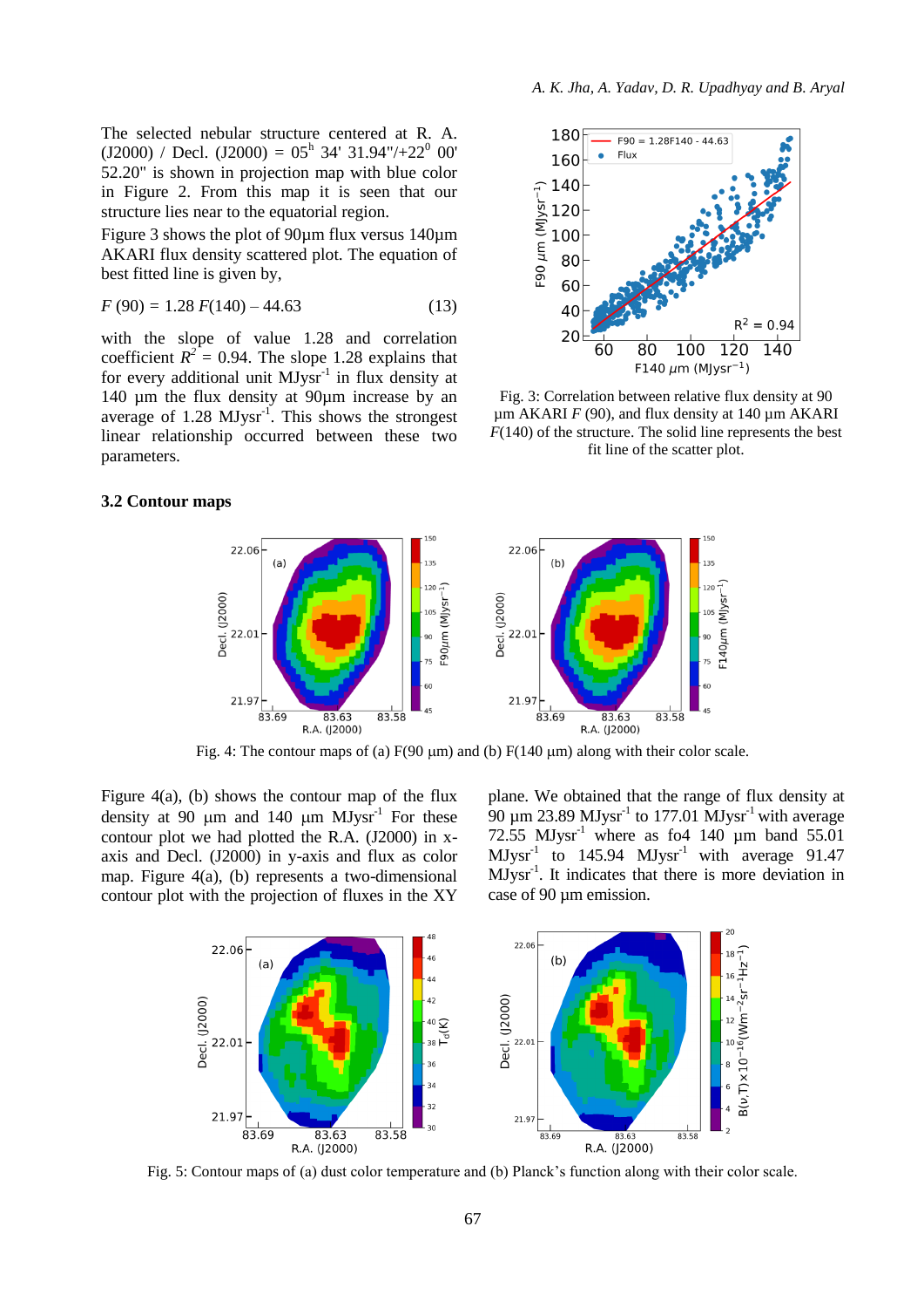The selected nebular structure centered at R. A. (J2000) / Decl. (J2000) = $05^h$ 34' 31.94"/$+22^0$ 00' 52.20" is shown in projection map with blue color in Figure 2. From this map it is seen that our structure lies near to the equatorial region.

Figure 3 shows the plot of 90µm flux versus 140µm AKARI flux density scattered plot. The equation of best fitted line is given by,

$$F\,(90) = 1.28\,F(140) - 44.63 \tag{13}$$

with the slope of value 1.28 and correlation coefficient $R^2$ = 0.94. The slope 1.28 explains that for every additional unit $MJysr^{-1}$ in flux density at 140 µm the flux density at 90µm increase by an average of 1.28 $MJysr^{-1}$. This shows the strongest linear relationship occurred between these two parameters.

Fig. 3: Correlation between relative flux density at 90 µm AKARI $F$ (90), and flux density at 140 µm AKARI $F$(140) of the structure. The solid line represents the best fit line of the scatter plot.

### 3.2 Contour maps

Fig. 4: The contour maps of (a) F(90 µm) and (b) F(140 µm) along with their color scale.

Figure 4(a), (b) shows the contour map of the flux density at 90 µm and 140 µm $MJysr^{-1}$ For these contour plot we had plotted the R.A. (J2000) in x-axis and Decl. (J2000) in y-axis and flux as color map. Figure 4(a), (b) represents a two-dimensional contour plot with the projection of fluxes in the XY plane. We obtained that the range of flux density at 90 µm 23.89 $MJysr^{-1}$ to 177.01 $MJysr^{-1}$ with average 72.55 $MJysr^{-1}$ where as fo4 140 µm band 55.01 $MJysr^{-1}$ to 145.94 $MJysr^{-1}$ with average 91.47 $MJysr^{-1}$. It indicates that there is more deviation in case of 90 µm emission.

Fig. 5: Contour maps of (a) dust color temperature and (b) Planck's function along with their color scale.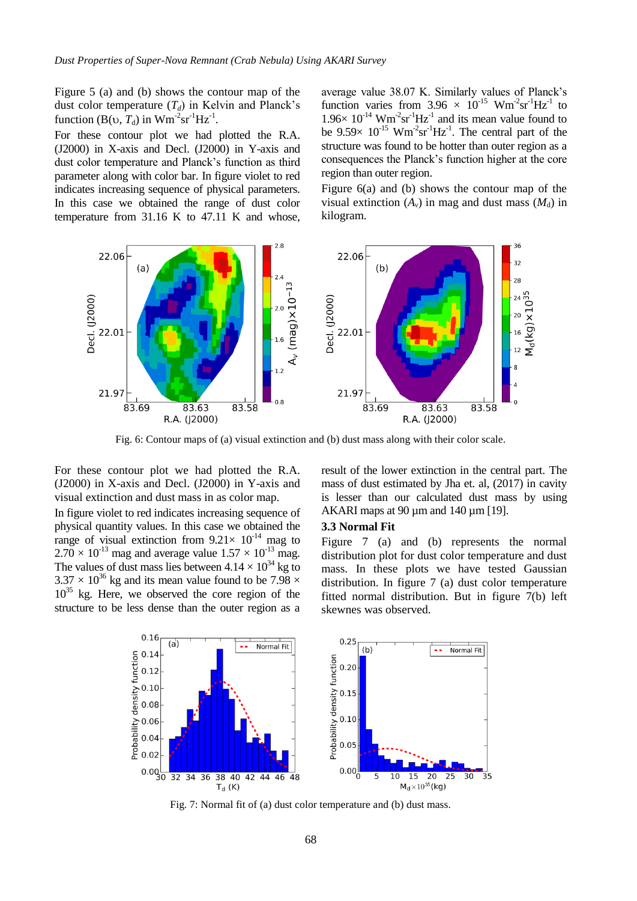Figure 5 (a) and (b) shows the contour map of the dust color temperature ($T_d$) in Kelvin and Planck's function (B(υ, $T_d$) in $Wm^{-2}sr^{-1}Hz^{-1}$.

For these contour plot we had plotted the R.A. (J2000) in X-axis and Decl. (J2000) in Y-axis and dust color temperature and Planck's function as third parameter along with color bar. In figure violet to red indicates increasing sequence of physical parameters. In this case we obtained the range of dust color temperature from 31.16 K to 47.11 K and whose, average value 38.07 K. Similarly values of Planck's function varies from 3.96 × $10^{-15}$ $Wm^{-2}sr^{-1}Hz^{-1}$ to 1.96× $10^{-14}$ $Wm^{-2}sr^{-1}Hz^{-1}$ and its mean value found to be 9.59× $10^{-15}$ $Wm^{-2}sr^{-1}Hz^{-1}$. The central part of the structure was found to be hotter than outer region as a consequences the Planck's function higher at the core region than outer region.

Figure 6(a) and (b) shows the contour map of the visual extinction ($A_v$) in mag and dust mass ($M_d$) in kilogram.

Fig. 6: Contour maps of (a) visual extinction and (b) dust mass along with their color scale.

For these contour plot we had plotted the R.A. (J2000) in X-axis and Decl. (J2000) in Y-axis and visual extinction and dust mass in as color map.

In figure violet to red indicates increasing sequence of physical quantity values. In this case we obtained the range of visual extinction from 9.21× $10^{-14}$ mag to 2.70 × $10^{-13}$ mag and average value 1.57 × $10^{-13}$ mag. The values of dust mass lies between 4.14 × $10^{34}$ kg to 3.37 × $10^{36}$ kg and its mean value found to be 7.98 × $10^{35}$ kg. Here, we observed the core region of the structure to be less dense than the outer region as a result of the lower extinction in the central part. The mass of dust estimated by Jha et. al, (2017) in cavity is lesser than our calculated dust mass by using AKARI maps at 90 µm and 140 µm [19].

### 3.3 Normal Fit

Figure 7 (a) and (b) represents the normal distribution plot for dust color temperature and dust mass. In these plots we have tested Gaussian distribution. In figure 7 (a) dust color temperature fitted normal distribution. But in figure 7(b) left skewnes was observed.

Fig. 7: Normal fit of (a) dust color temperature and (b) dust mass.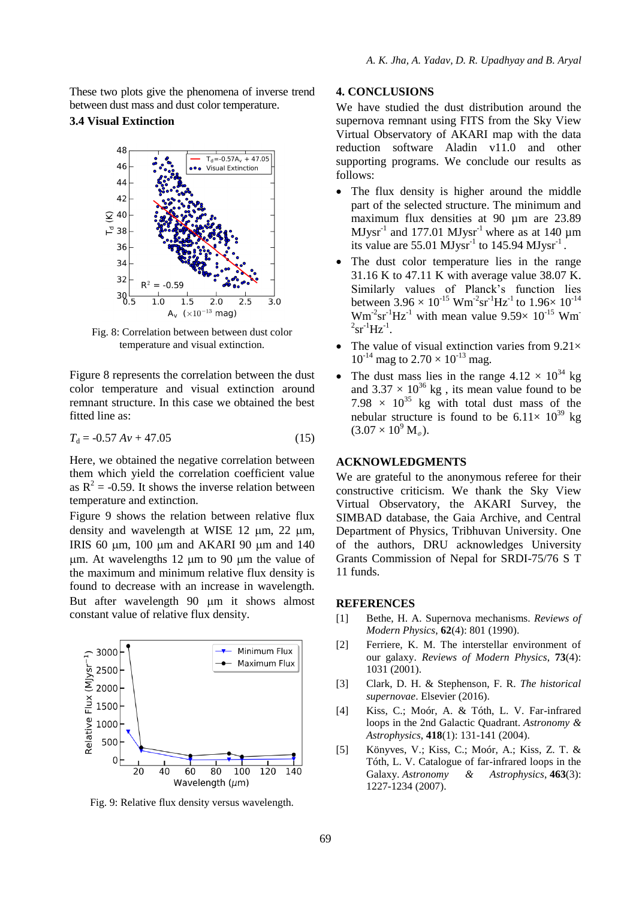These two plots give the phenomena of inverse trend between dust mass and dust color temperature.

### 3.4 Visual Extinction

Fig. 8: Correlation between between dust color temperature and visual extinction.

Figure 8 represents the correlation between the dust color temperature and visual extinction around remnant structure. In this case we obtained the best fitted line as:

$$T_d = -0.57\, Av + 47.05 \qquad (15)$$

Here, we obtained the negative correlation between them which yield the correlation coefficient value as $R^2 = -0.59$. It shows the inverse relation between temperature and extinction.

Figure 9 shows the relation between relative flux density and wavelength at WISE 12 μm, 22 μm, IRIS 60 μm, 100 μm and AKARI 90 μm and 140 μm. At wavelengths 12 μm to 90 μm the value of the maximum and minimum relative flux density is found to decrease with an increase in wavelength. But after wavelength 90 μm it shows almost constant value of relative flux density.

Fig. 9: Relative flux density versus wavelength.

## 4. CONCLUSIONS

We have studied the dust distribution around the supernova remnant using FITS from the Sky View Virtual Observatory of AKARI map with the data reduction software Aladin v11.0 and other supporting programs. We conclude our results as follows:

- The flux density is higher around the middle part of the selected structure. The minimum and maximum flux densities at 90 μm are 23.89 $MJysr^{-1}$ and 177.01 $MJysr^{-1}$ where as at 140 μm its value are 55.01 $MJysr^{-1}$ to 145.94 $MJysr^{-1}$.
- The dust color temperature lies in the range 31.16 K to 47.11 K with average value 38.07 K. Similarly values of Planck's function lies between $3.96 \times 10^{-15}$ $Wm^{-2}sr^{-1}Hz^{-1}$ to $1.96 \times 10^{-14}$ $Wm^{-2}sr^{-1}Hz^{-1}$ with mean value $9.59 \times 10^{-15}$ $Wm^{-2}sr^{-1}Hz^{-1}$.
- The value of visual extinction varies from $9.21 \times 10^{-14}$ mag to $2.70 \times 10^{-13}$ mag.
- The dust mass lies in the range $4.12 \times 10^{34}$ kg and $3.37 \times 10^{36}$ kg , its mean value found to be $7.98 \times 10^{35}$ kg with total dust mass of the nebular structure is found to be $6.11 \times 10^{39}$ kg ($3.07 \times 10^{9}$ $M_{\odot}$).

## ACKNOWLEDGMENTS

We are grateful to the anonymous referee for their constructive criticism. We thank the Sky View Virtual Observatory, the AKARI Survey, the SIMBAD database, the Gaia Archive, and Central Department of Physics, Tribhuvan University. One of the authors, DRU acknowledges University Grants Commission of Nepal for SRDI-75/76 S T 11 funds.

## REFERENCES

[1] Bethe, H. A. Supernova mechanisms. *Reviews of Modern Physics*, **62**(4): 801 (1990).

[2] Ferriere, K. M. The interstellar environment of our galaxy. *Reviews of Modern Physics*, **73**(4): 1031 (2001).

[3] Clark, D. H. & Stephenson, F. R. *The historical supernovae*. Elsevier (2016).

[4] Kiss, C.; Moór, A. & Tóth, L. V. Far-infrared loops in the 2nd Galactic Quadrant. *Astronomy & Astrophysics*, **418**(1): 131-141 (2004).

[5] Könyves, V.; Kiss, C.; Moór, A.; Kiss, Z. T. & Tóth, L. V. Catalogue of far-infrared loops in the Galaxy. *Astronomy & Astrophysics*, **463**(3): 1227-1234 (2007).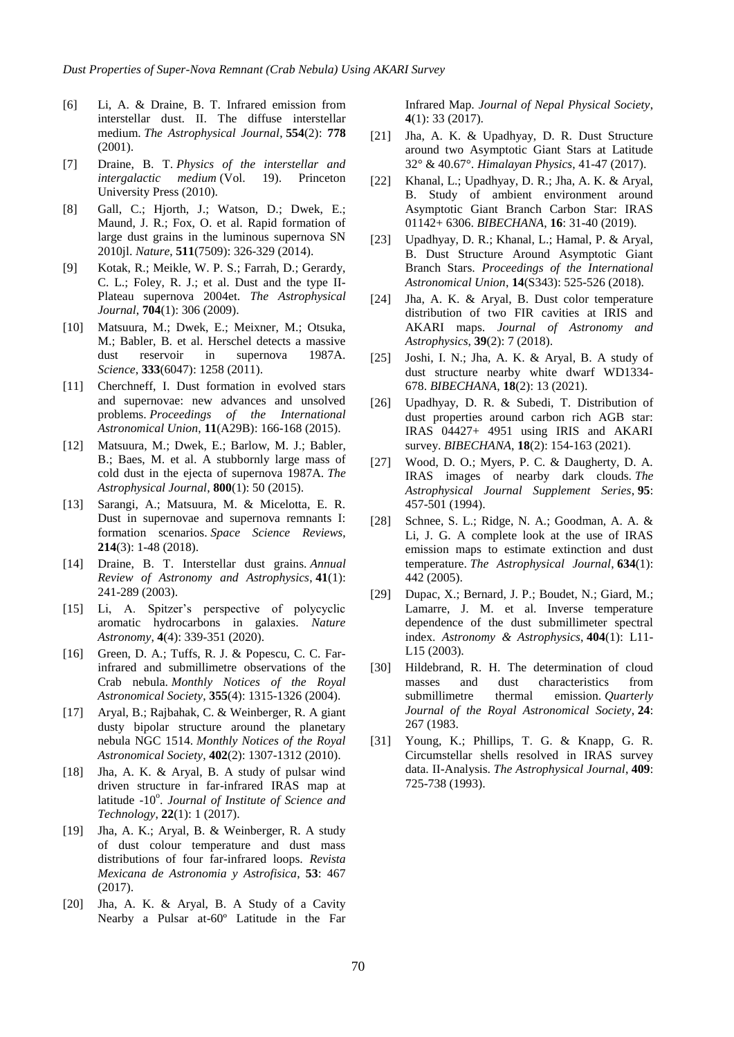[6] Li, A. & Draine, B. T. Infrared emission from interstellar dust. II. The diffuse interstellar medium. *The Astrophysical Journal*, **554**(2): **778** (2001).

[7] Draine, B. T. *Physics of the interstellar and intergalactic medium* (Vol. 19). Princeton University Press (2010).

[8] Gall, C.; Hjorth, J.; Watson, D.; Dwek, E.; Maund, J. R.; Fox, O. et al. Rapid formation of large dust grains in the luminous supernova SN 2010jl. *Nature*, **511**(7509): 326-329 (2014).

[9] Kotak, R.; Meikle, W. P. S.; Farrah, D.; Gerardy, C. L.; Foley, R. J.; et al. Dust and the type II-Plateau supernova 2004et. *The Astrophysical Journal*, **704**(1): 306 (2009).

[10] Matsuura, M.; Dwek, E.; Meixner, M.; Otsuka, M.; Babler, B. et al. Herschel detects a massive dust reservoir in supernova 1987A. *Science*, **333**(6047): 1258 (2011).

[11] Cherchneff, I. Dust formation in evolved stars and supernovae: new advances and unsolved problems. *Proceedings of the International Astronomical Union*, **11**(A29B): 166-168 (2015).

[12] Matsuura, M.; Dwek, E.; Barlow, M. J.; Babler, B.; Baes, M. et al. A stubbornly large mass of cold dust in the ejecta of supernova 1987A. *The Astrophysical Journal*, **800**(1): 50 (2015).

[13] Sarangi, A.; Matsuura, M. & Micelotta, E. R. Dust in supernovae and supernova remnants I: formation scenarios. *Space Science Reviews*, **214**(3): 1-48 (2018).

[14] Draine, B. T. Interstellar dust grains. *Annual Review of Astronomy and Astrophysics*, **41**(1): 241-289 (2003).

[15] Li, A. Spitzer's perspective of polycyclic aromatic hydrocarbons in galaxies. *Nature Astronomy*, **4**(4): 339-351 (2020).

[16] Green, D. A.; Tuffs, R. J. & Popescu, C. C. Far-infrared and submillimetre observations of the Crab nebula. *Monthly Notices of the Royal Astronomical Society*, **355**(4): 1315-1326 (2004).

[17] Aryal, B.; Rajbahak, C. & Weinberger, R. A giant dusty bipolar structure around the planetary nebula NGC 1514. *Monthly Notices of the Royal Astronomical Society*, **402**(2): 1307-1312 (2010).

[18] Jha, A. K. & Aryal, B. A study of pulsar wind driven structure in far-infrared IRAS map at latitude -10°. *Journal of Institute of Science and Technology*, **22**(1): 1 (2017).

[19] Jha, A. K.; Aryal, B. & Weinberger, R. A study of dust colour temperature and dust mass distributions of four far-infrared loops. *Revista Mexicana de Astronomia y Astrofisica*, **53**: 467 (2017).

[20] Jha, A. K. & Aryal, B. A Study of a Cavity Nearby a Pulsar at-60º Latitude in the Far Infrared Map. *Journal of Nepal Physical Society*, **4**(1): 33 (2017).

[21] Jha, A. K. & Upadhyay, D. R. Dust Structure around two Asymptotic Giant Stars at Latitude 32° & 40.67°. *Himalayan Physics*, 41-47 (2017).

[22] Khanal, L.; Upadhyay, D. R.; Jha, A. K. & Aryal, B. Study of ambient environment around Asymptotic Giant Branch Carbon Star: IRAS 01142+ 6306. *BIBECHANA*, **16**: 31-40 (2019).

[23] Upadhyay, D. R.; Khanal, L.; Hamal, P. & Aryal, B. Dust Structure Around Asymptotic Giant Branch Stars. *Proceedings of the International Astronomical Union*, **14**(S343): 525-526 (2018).

[24] Jha, A. K. & Aryal, B. Dust color temperature distribution of two FIR cavities at IRIS and AKARI maps. *Journal of Astronomy and Astrophysics*, **39**(2): 7 (2018).

[25] Joshi, I. N.; Jha, A. K. & Aryal, B. A study of dust structure nearby white dwarf WD1334-678. *BIBECHANA*, **18**(2): 13 (2021).

[26] Upadhyay, D. R. & Subedi, T. Distribution of dust properties around carbon rich AGB star: IRAS 04427+ 4951 using IRIS and AKARI survey. *BIBECHANA*, **18**(2): 154-163 (2021).

[27] Wood, D. O.; Myers, P. C. & Daugherty, D. A. IRAS images of nearby dark clouds. *The Astrophysical Journal Supplement Series*, **95**: 457-501 (1994).

[28] Schnee, S. L.; Ridge, N. A.; Goodman, A. A. & Li, J. G. A complete look at the use of IRAS emission maps to estimate extinction and dust temperature. *The Astrophysical Journal*, **634**(1): 442 (2005).

[29] Dupac, X.; Bernard, J. P.; Boudet, N.; Giard, M.; Lamarre, J. M. et al. Inverse temperature dependence of the dust submillimeter spectral index. *Astronomy & Astrophysics*, **404**(1): L11-L15 (2003).

[30] Hildebrand, R. H. The determination of cloud masses and dust characteristics from submillimetre thermal emission. *Quarterly Journal of the Royal Astronomical Society*, **24**: 267 (1983.

[31] Young, K.; Phillips, T. G. & Knapp, G. R. Circumstellar shells resolved in IRAS survey data. II-Analysis. *The Astrophysical Journal*, **409**: 725-738 (1993).